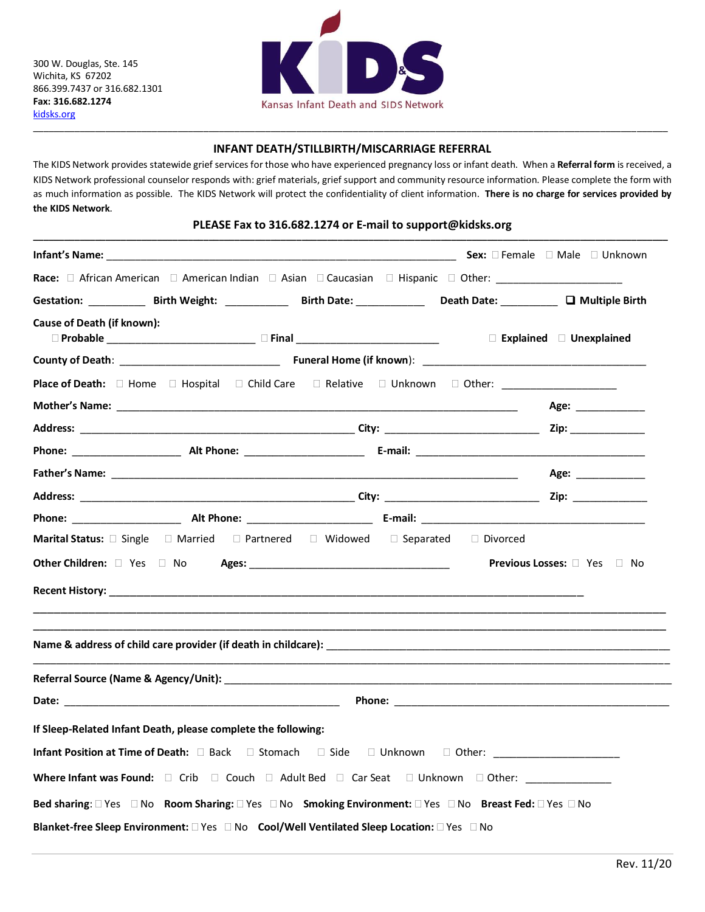300 W. Douglas, Ste. 145
Wichita, KS 67202
866.399.7437 or 316.682.1301
**Fax: 316.682.1274**
kidsks.org

**KIDS**
Kansas Infant Death and SIDS Network

---

## INFANT DEATH/STILLBIRTH/MISCARRIAGE REFERRAL

The KIDS Network provides statewide grief services for those who have experienced pregnancy loss or infant death. When a **Referral form** is received, a KIDS Network professional counselor responds with: grief materials, grief support and community resource information. Please complete the form with as much information as possible. The KIDS Network will protect the confidentiality of client information. **There is no charge for services provided by the KIDS Network**.

**PLEASE Fax to 316.682.1274 or E-mail to support@kidsks.org**

---

**Infant's Name:** ______________________________ **Sex:** ☐ Female ☐ Male ☐ Unknown

**Race:** ☐ African American ☐ American Indian ☐ Asian ☐ Caucasian ☐ Hispanic ☐ Other: ____________________

**Gestation:** __________ **Birth Weight:** ___________ **Birth Date:** ____________ **Death Date:** __________ ☐ **Multiple Birth**

**Cause of Death (if known):**
☐ **Probable** ________________________ ☐ **Final** ________________________ ☐ **Explained** ☐ **Unexplained**

**County of Death**: ____________________________ **Funeral Home (if known)**: ________________________________________

**Place of Death:** ☐ Home ☐ Hospital ☐ Child Care ☐ Relative ☐ Unknown ☐ Other: ____________________

**Mother's Name:** ______________________________________________ **Age:** ____________

**Address:** ______________________________ **City:** __________________________ **Zip:** _____________

**Phone:** __________________ **Alt Phone:** ____________________ **E-mail:** ________________________________

**Father's Name:** ______________________________________________ **Age:** ____________

**Address:** ______________________________ **City:** __________________________ **Zip:** _____________

**Phone:** __________________ **Alt Phone:** ____________________ **E-mail:** ________________________________

**Marital Status:** ☐ Single ☐ Married ☐ Partnered ☐ Widowed ☐ Separated ☐ Divorced

**Other Children:** ☐ Yes ☐ No **Ages:** ________________________________ **Previous Losses:** ☐ Yes ☐ No

**Recent History:** ______________________________________________________________________________

____________________________________________________________________________________________

____________________________________________________________________________________________

**Name & address of child care provider (if death in childcare):** ______________________________________________

____________________________________________________________________________________________

**Referral Source (Name & Agency/Unit):** ______________________________________________________________

**Date:** __________________________________________ **Phone:** ____________________________________________

**If Sleep-Related Infant Death, please complete the following:**

**Infant Position at Time of Death:** ☐ Back ☐ Stomach ☐ Side ☐ Unknown ☐ Other: ____________________

**Where Infant was Found:** ☐ Crib ☐ Couch ☐ Adult Bed ☐ Car Seat ☐ Unknown ☐ Other: ______________

**Bed sharing**: ☐ Yes ☐ No **Room Sharing:** ☐ Yes ☐ No **Smoking Environment:** ☐ Yes ☐ No **Breast Fed:** ☐ Yes ☐ No

**Blanket-free Sleep Environment:** ☐ Yes ☐ No **Cool/Well Ventilated Sleep Location:** ☐ Yes ☐ No

Rev. 11/20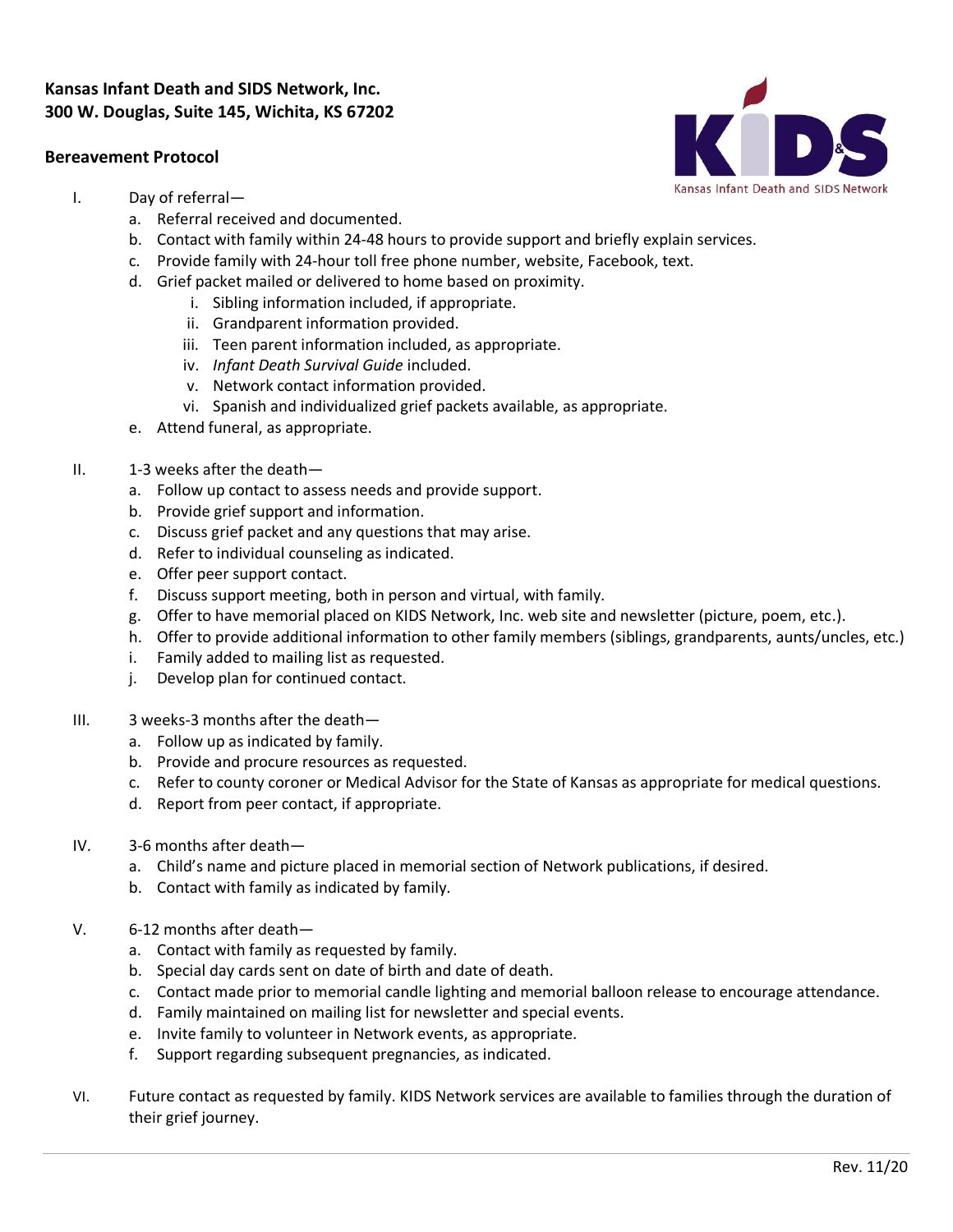**Kansas Infant Death and SIDS Network, Inc.**
**300 W. Douglas, Suite 145, Wichita, KS 67202**

Kansas Infant Death and SIDS Network

**Bereavement Protocol**

I. Day of referral—
   a. Referral received and documented.
   b. Contact with family within 24-48 hours to provide support and briefly explain services.
   c. Provide family with 24-hour toll free phone number, website, Facebook, text.
   d. Grief packet mailed or delivered to home based on proximity.
      i. Sibling information included, if appropriate.
      ii. Grandparent information provided.
      iii. Teen parent information included, as appropriate.
      iv. *Infant Death Survival Guide* included.
      v. Network contact information provided.
      vi. Spanish and individualized grief packets available, as appropriate.
   e. Attend funeral, as appropriate.

II. 1-3 weeks after the death—
   a. Follow up contact to assess needs and provide support.
   b. Provide grief support and information.
   c. Discuss grief packet and any questions that may arise.
   d. Refer to individual counseling as indicated.
   e. Offer peer support contact.
   f. Discuss support meeting, both in person and virtual, with family.
   g. Offer to have memorial placed on KIDS Network, Inc. web site and newsletter (picture, poem, etc.).
   h. Offer to provide additional information to other family members (siblings, grandparents, aunts/uncles, etc.)
   i. Family added to mailing list as requested.
   j. Develop plan for continued contact.

III. 3 weeks-3 months after the death—
   a. Follow up as indicated by family.
   b. Provide and procure resources as requested.
   c. Refer to county coroner or Medical Advisor for the State of Kansas as appropriate for medical questions.
   d. Report from peer contact, if appropriate.

IV. 3-6 months after death—
   a. Child's name and picture placed in memorial section of Network publications, if desired.
   b. Contact with family as indicated by family.

V. 6-12 months after death—
   a. Contact with family as requested by family.
   b. Special day cards sent on date of birth and date of death.
   c. Contact made prior to memorial candle lighting and memorial balloon release to encourage attendance.
   d. Family maintained on mailing list for newsletter and special events.
   e. Invite family to volunteer in Network events, as appropriate.
   f. Support regarding subsequent pregnancies, as indicated.

VI. Future contact as requested by family. KIDS Network services are available to families through the duration of their grief journey.

Rev. 11/20